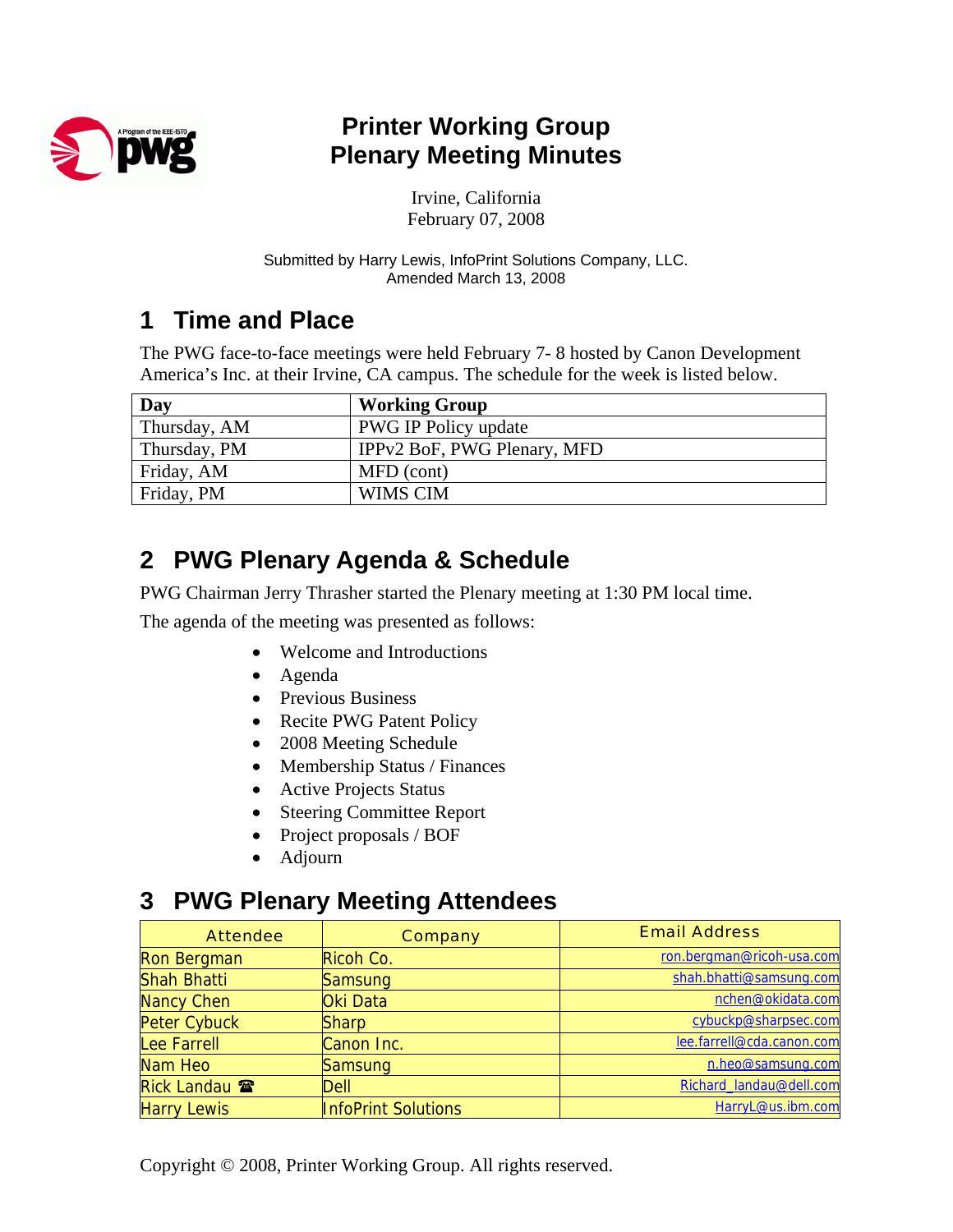# Printer Working Group
# Plenary Meeting Minutes

Irvine, California
February 07, 2008

Submitted by Harry Lewis, InfoPrint Solutions Company, LLC.
Amended March 13, 2008

## 1 Time and Place

The PWG face-to-face meetings were held February 7- 8 hosted by Canon Development America's Inc. at their Irvine, CA campus. The schedule for the week is listed below.

| Day | Working Group |
|---|---|
| Thursday, AM | PWG IP Policy update |
| Thursday, PM | IPPv2 BoF, PWG Plenary, MFD |
| Friday, AM | MFD (cont) |
| Friday, PM | WIMS CIM |

## 2 PWG Plenary Agenda & Schedule

PWG Chairman Jerry Thrasher started the Plenary meeting at 1:30 PM local time.

The agenda of the meeting was presented as follows:

- Welcome and Introductions
- Agenda
- Previous Business
- Recite PWG Patent Policy
- 2008 Meeting Schedule
- Membership Status / Finances
- Active Projects Status
- Steering Committee Report
- Project proposals / BOF
- Adjourn

## 3 PWG Plenary Meeting Attendees

| Attendee | Company | Email Address |
|---|---|---|
| Ron Bergman | Ricoh Co. | ron.bergman@ricoh-usa.com |
| Shah Bhatti | Samsung | shah.bhatti@samsung.com |
| Nancy Chen | Oki Data | nchen@okidata.com |
| Peter Cybuck | Sharp | cybuckp@sharpsec.com |
| Lee Farrell | Canon Inc. | lee.farrell@cda.canon.com |
| Nam Heo | Samsung | n.heo@samsung.com |
| Rick Landau ☎ | Dell | Richard_landau@dell.com |
| Harry Lewis | InfoPrint Solutions | HarryL@us.ibm.com |

Copyright © 2008, Printer Working Group. All rights reserved.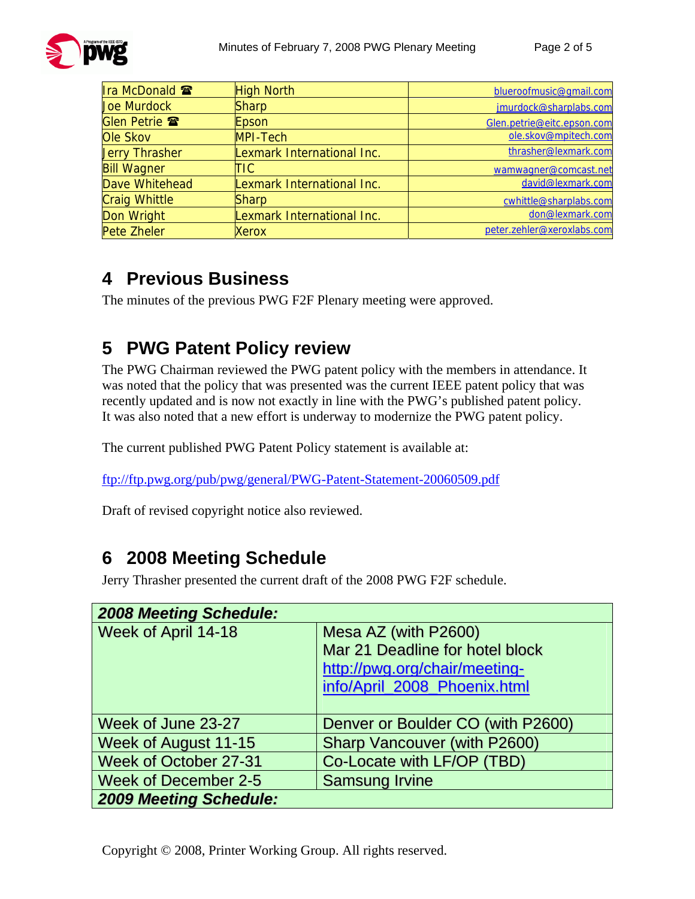| Ira McDonald ☎ | High North | blueroofmusic@gmail.com |
|---|---|---|
| Joe Murdock | Sharp | jmurdock@sharplabs.com |
| Glen Petrie ☎ | Epson | Glen.petrie@eitc.epson.com |
| Ole Skov | MPI-Tech | ole.skov@mpitech.com |
| Jerry Thrasher | Lexmark International Inc. | thrasher@lexmark.com |
| Bill Wagner | TIC | wamwagner@comcast.net |
| Dave Whitehead | Lexmark International Inc. | david@lexmark.com |
| Craig Whittle | Sharp | cwhittle@sharplabs.com |
| Don Wright | Lexmark International Inc. | don@lexmark.com |
| Pete Zheler | Xerox | peter.zehler@xeroxlabs.com |

# 4 Previous Business

The minutes of the previous PWG F2F Plenary meeting were approved.

# 5 PWG Patent Policy review

The PWG Chairman reviewed the PWG patent policy with the members in attendance. It was noted that the policy that was presented was the current IEEE patent policy that was recently updated and is now not exactly in line with the PWG's published patent policy. It was also noted that a new effort is underway to modernize the PWG patent policy.

The current published PWG Patent Policy statement is available at:

ftp://ftp.pwg.org/pub/pwg/general/PWG-Patent-Statement-20060509.pdf

Draft of revised copyright notice also reviewed.

# 6 2008 Meeting Schedule

Jerry Thrasher presented the current draft of the 2008 PWG F2F schedule.

| ***2008 Meeting Schedule:*** | |
|---|---|
| Week of April 14-18 | Mesa AZ (with P2600)<br>Mar 21 Deadline for hotel block<br>http://pwg.org/chair/meeting-info/April_2008_Phoenix.html |
| Week of June 23-27 | Denver or Boulder CO (with P2600) |
| Week of August 11-15 | Sharp Vancouver (with P2600) |
| Week of October 27-31 | Co-Locate with LF/OP (TBD) |
| Week of December 2-5 | Samsung Irvine |
| ***2009 Meeting Schedule:*** | |

Copyright © 2008, Printer Working Group. All rights reserved.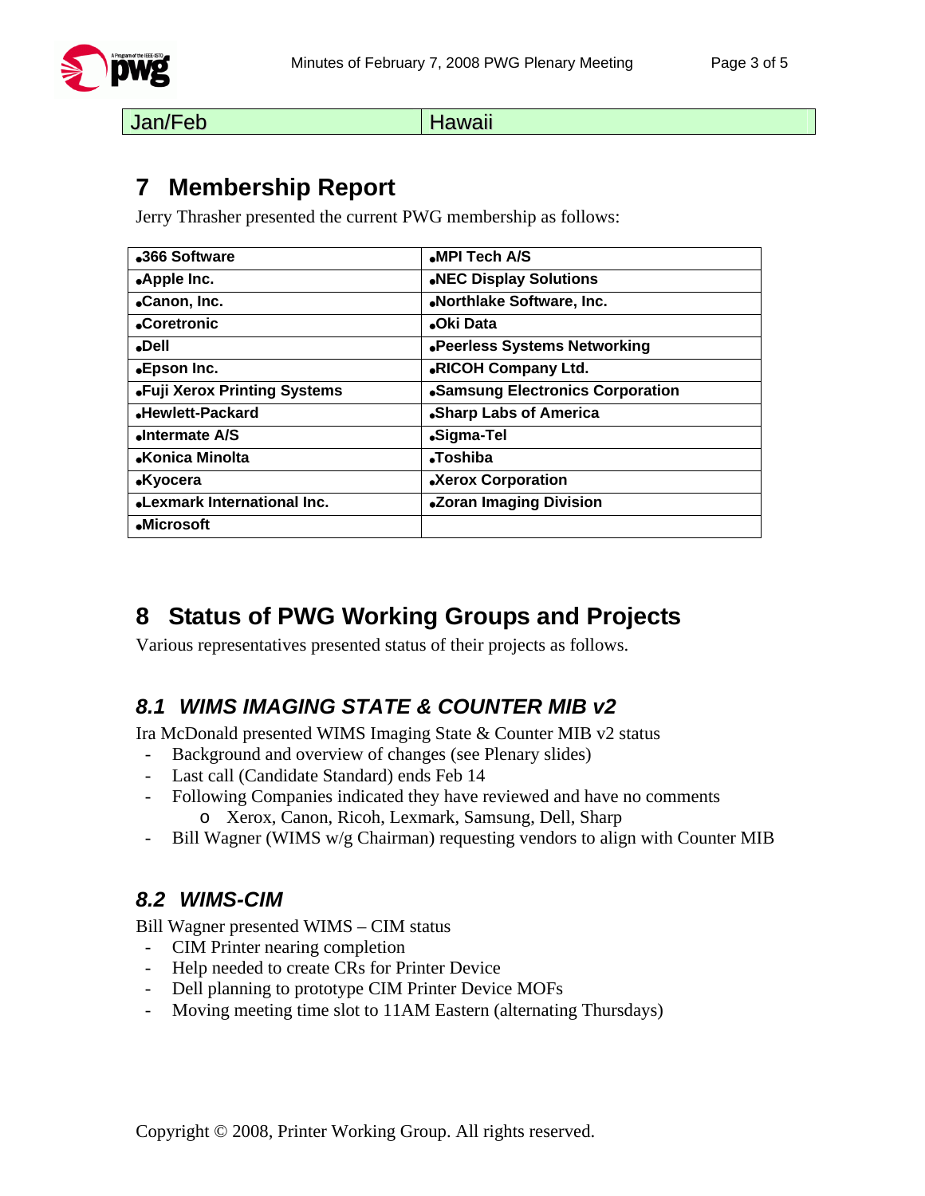| Jan/Feb | Hawaii |
|---|---|

# 7 Membership Report

Jerry Thrasher presented the current PWG membership as follows:

| | |
|---|---|
| •**366 Software** | •**MPI Tech A/S** |
| •**Apple Inc.** | •**NEC Display Solutions** |
| •**Canon, Inc.** | •**Northlake Software, Inc.** |
| •**Coretronic** | •**Oki Data** |
| •**Dell** | •**Peerless Systems Networking** |
| •**Epson Inc.** | •**RICOH Company Ltd.** |
| •**Fuji Xerox Printing Systems** | •**Samsung Electronics Corporation** |
| •**Hewlett-Packard** | •**Sharp Labs of America** |
| •**Intermate A/S** | •**Sigma-Tel** |
| •**Konica Minolta** | •**Toshiba** |
| •**Kyocera** | •**Xerox Corporation** |
| •**Lexmark International Inc.** | •**Zoran Imaging Division** |
| •**Microsoft** | |

# 8 Status of PWG Working Groups and Projects

Various representatives presented status of their projects as follows.

## *8.1 WIMS IMAGING STATE & COUNTER MIB v2*

Ira McDonald presented WIMS Imaging State & Counter MIB v2 status

- Background and overview of changes (see Plenary slides)
- Last call (Candidate Standard) ends Feb 14
- Following Companies indicated they have reviewed and have no comments
  - Xerox, Canon, Ricoh, Lexmark, Samsung, Dell, Sharp
- Bill Wagner (WIMS w/g Chairman) requesting vendors to align with Counter MIB

## *8.2 WIMS-CIM*

Bill Wagner presented WIMS – CIM status

- CIM Printer nearing completion
- Help needed to create CRs for Printer Device
- Dell planning to prototype CIM Printer Device MOFs
- Moving meeting time slot to 11AM Eastern (alternating Thursdays)

Copyright © 2008, Printer Working Group. All rights reserved.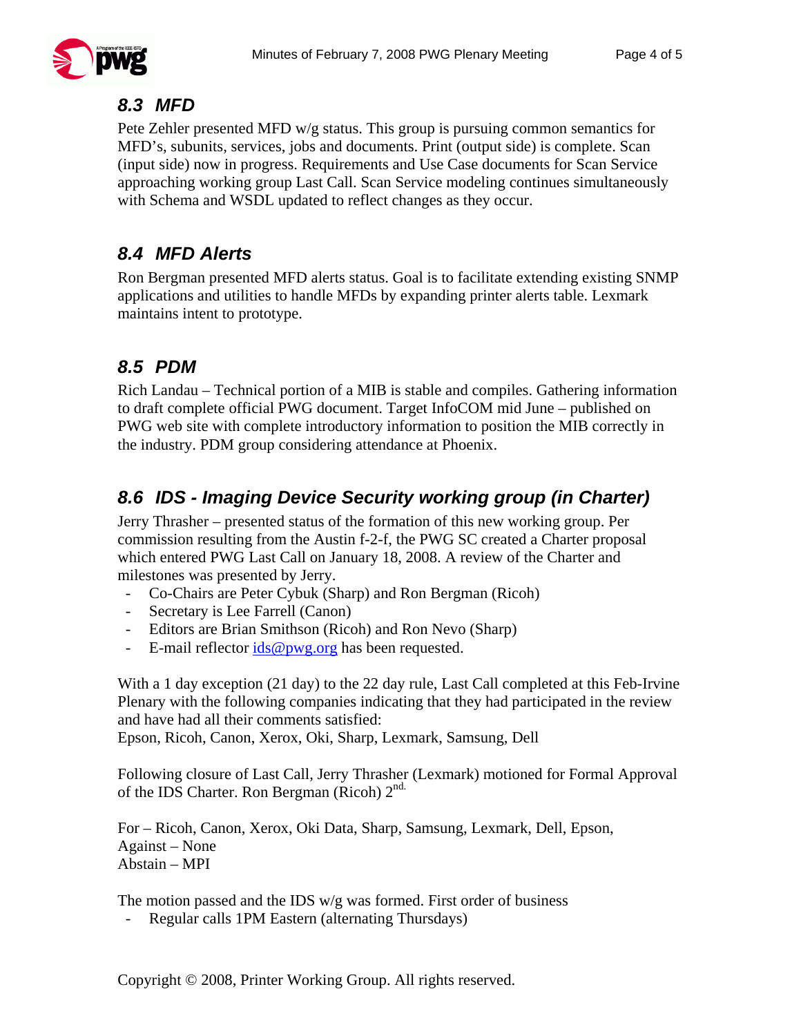## 8.3 MFD

Pete Zehler presented MFD w/g status. This group is pursuing common semantics for MFD's, subunits, services, jobs and documents. Print (output side) is complete. Scan (input side) now in progress. Requirements and Use Case documents for Scan Service approaching working group Last Call. Scan Service modeling continues simultaneously with Schema and WSDL updated to reflect changes as they occur.

## 8.4 MFD Alerts

Ron Bergman presented MFD alerts status. Goal is to facilitate extending existing SNMP applications and utilities to handle MFDs by expanding printer alerts table. Lexmark maintains intent to prototype.

## 8.5 PDM

Rich Landau – Technical portion of a MIB is stable and compiles. Gathering information to draft complete official PWG document. Target InfoCOM mid June – published on PWG web site with complete introductory information to position the MIB correctly in the industry. PDM group considering attendance at Phoenix.

## 8.6 IDS - Imaging Device Security working group (in Charter)

Jerry Thrasher – presented status of the formation of this new working group. Per commission resulting from the Austin f-2-f, the PWG SC created a Charter proposal which entered PWG Last Call on January 18, 2008. A review of the Charter and milestones was presented by Jerry.

- Co-Chairs are Peter Cybuk (Sharp) and Ron Bergman (Ricoh)
- Secretary is Lee Farrell (Canon)
- Editors are Brian Smithson (Ricoh) and Ron Nevo (Sharp)
- E-mail reflector ids@pwg.org has been requested.

With a 1 day exception (21 day) to the 22 day rule, Last Call completed at this Feb-Irvine Plenary with the following companies indicating that they had participated in the review and have had all their comments satisfied:
Epson, Ricoh, Canon, Xerox, Oki, Sharp, Lexmark, Samsung, Dell

Following closure of Last Call, Jerry Thrasher (Lexmark) motioned for Formal Approval of the IDS Charter. Ron Bergman (Ricoh) 2nd.

For – Ricoh, Canon, Xerox, Oki Data, Sharp, Samsung, Lexmark, Dell, Epson,
Against – None
Abstain – MPI

The motion passed and the IDS w/g was formed. First order of business

- Regular calls 1PM Eastern (alternating Thursdays)

Copyright © 2008, Printer Working Group. All rights reserved.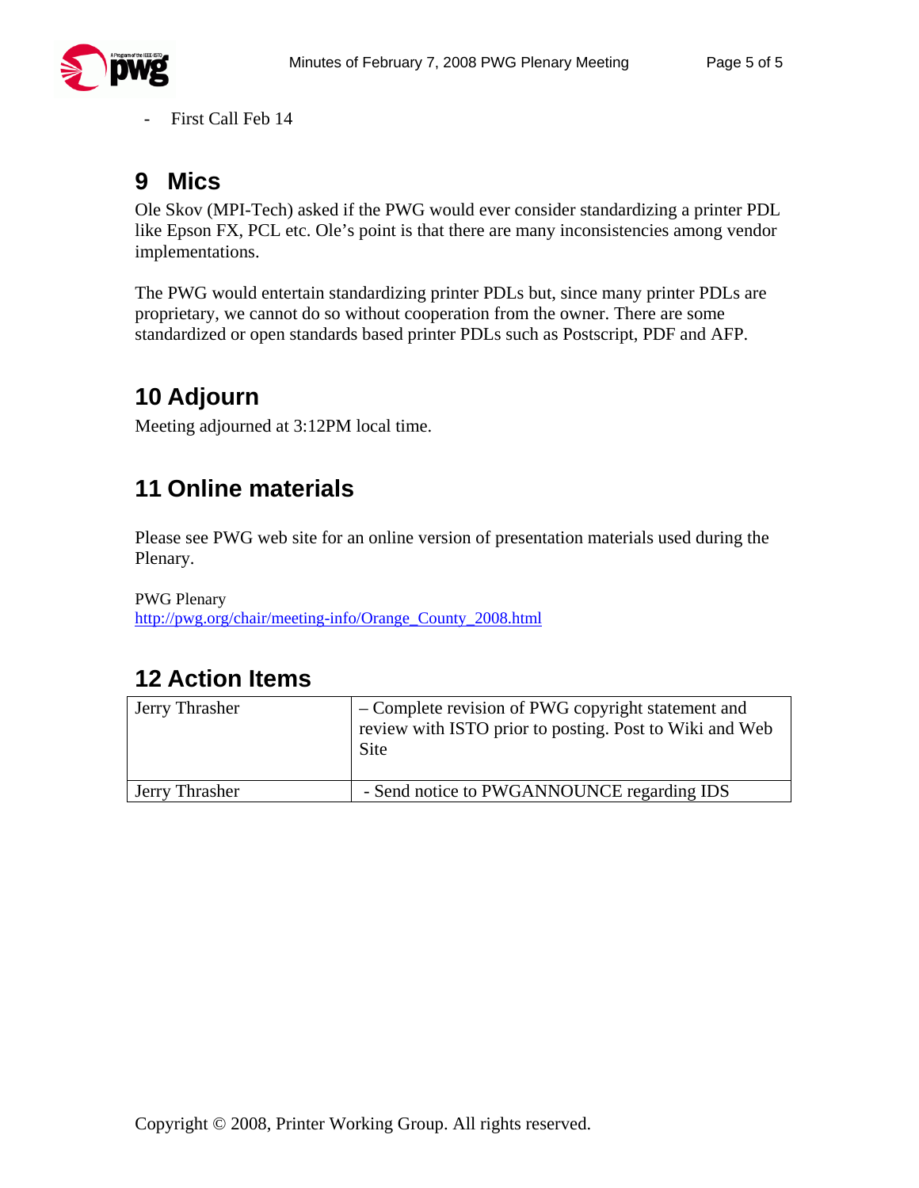- First Call Feb 14

# 9 Mics

Ole Skov (MPI-Tech) asked if the PWG would ever consider standardizing a printer PDL like Epson FX, PCL etc. Ole's point is that there are many inconsistencies among vendor implementations.

The PWG would entertain standardizing printer PDLs but, since many printer PDLs are proprietary, we cannot do so without cooperation from the owner. There are some standardized or open standards based printer PDLs such as Postscript, PDF and AFP.

# 10 Adjourn

Meeting adjourned at 3:12PM local time.

# 11 Online materials

Please see PWG web site for an online version of presentation materials used during the Plenary.

PWG Plenary
http://pwg.org/chair/meeting-info/Orange_County_2008.html

# 12 Action Items

| | |
|---|---|
| Jerry Thrasher | – Complete revision of PWG copyright statement and review with ISTO prior to posting. Post to Wiki and Web Site |
| Jerry Thrasher | - Send notice to PWGANNOUNCE regarding IDS |

Copyright © 2008, Printer Working Group. All rights reserved.